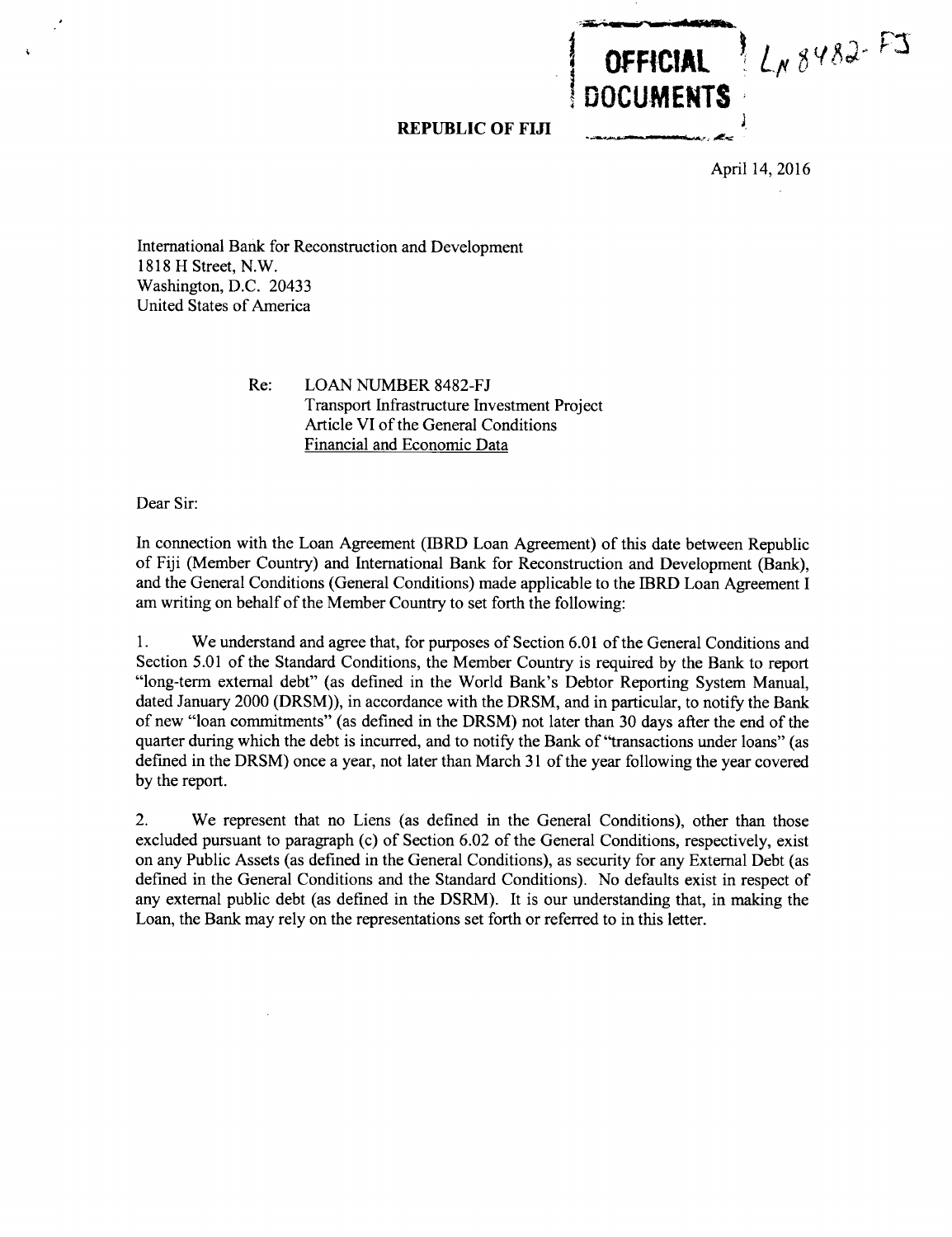OFFICIAL DOCUMENTS

Ln 8482-FJ

**REPUBLIC OF FIJI**

April 14, 2016

International Bank for Reconstruction and Development
1818 H Street, N.W.
Washington, D.C. 20433
United States of America

Re: LOAN NUMBER 8482-FJ
Transport Infrastructure Investment Project
Article VI of the General Conditions
Financial and Economic Data

Dear Sir:

In connection with the Loan Agreement (IBRD Loan Agreement) of this date between Republic of Fiji (Member Country) and International Bank for Reconstruction and Development (Bank), and the General Conditions (General Conditions) made applicable to the IBRD Loan Agreement I am writing on behalf of the Member Country to set forth the following:

1. We understand and agree that, for purposes of Section 6.01 of the General Conditions and Section 5.01 of the Standard Conditions, the Member Country is required by the Bank to report "long-term external debt" (as defined in the World Bank's Debtor Reporting System Manual, dated January 2000 (DRSM)), in accordance with the DRSM, and in particular, to notify the Bank of new "loan commitments" (as defined in the DRSM) not later than 30 days after the end of the quarter during which the debt is incurred, and to notify the Bank of "transactions under loans" (as defined in the DRSM) once a year, not later than March 31 of the year following the year covered by the report.

2. We represent that no Liens (as defined in the General Conditions), other than those excluded pursuant to paragraph (c) of Section 6.02 of the General Conditions, respectively, exist on any Public Assets (as defined in the General Conditions), as security for any External Debt (as defined in the General Conditions and the Standard Conditions). No defaults exist in respect of any external public debt (as defined in the DSRM). It is our understanding that, in making the Loan, the Bank may rely on the representations set forth or referred to in this letter.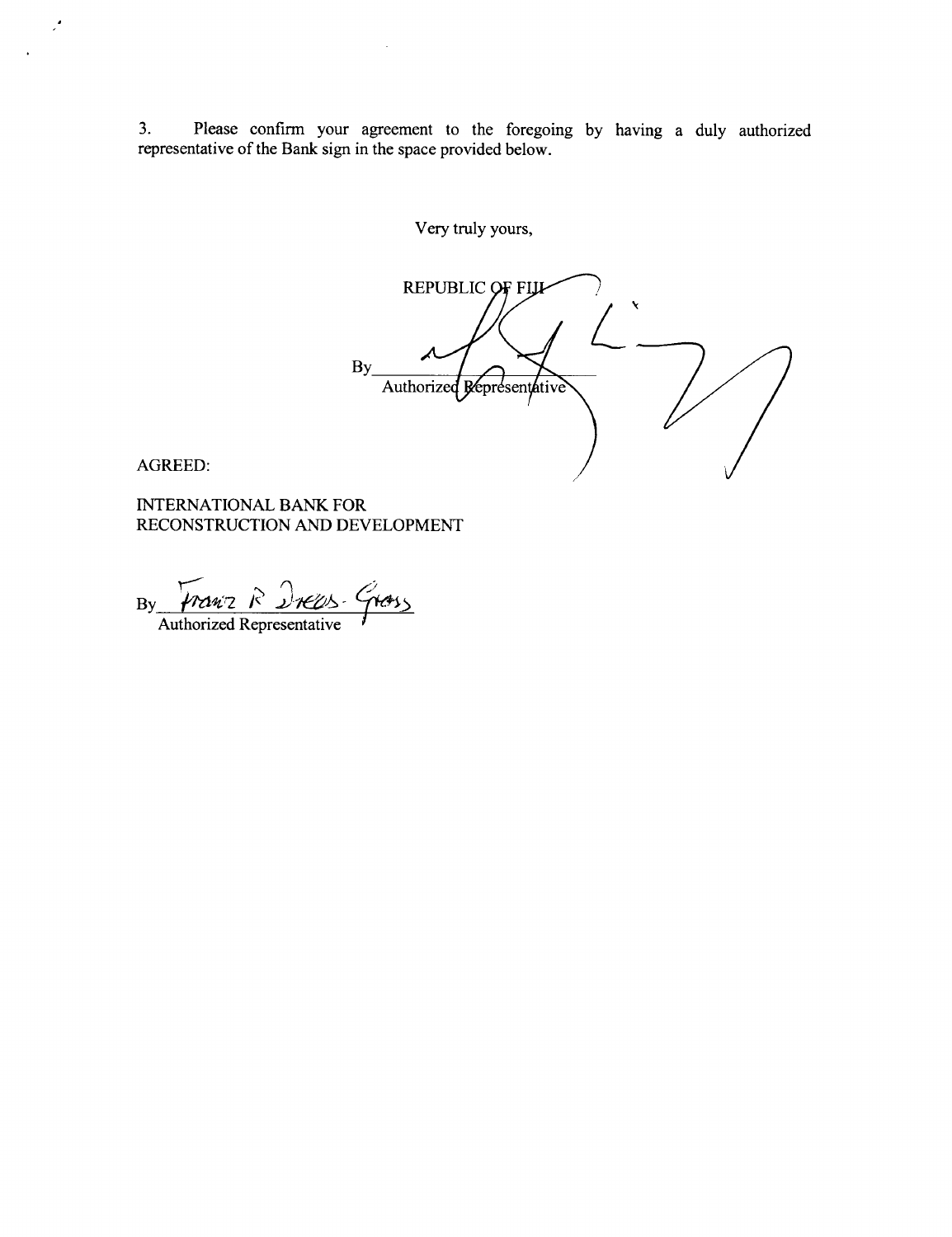3. Please confirm your agreement to the foregoing by having a duly authorized representative of the Bank sign in the space provided below.

Very truly yours,

REPUBLIC OF FIJI

By______________________
Authorized Representative

AGREED:

INTERNATIONAL BANK FOR
RECONSTRUCTION AND DEVELOPMENT

By Franz R. Drees-Gross
Authorized Representative